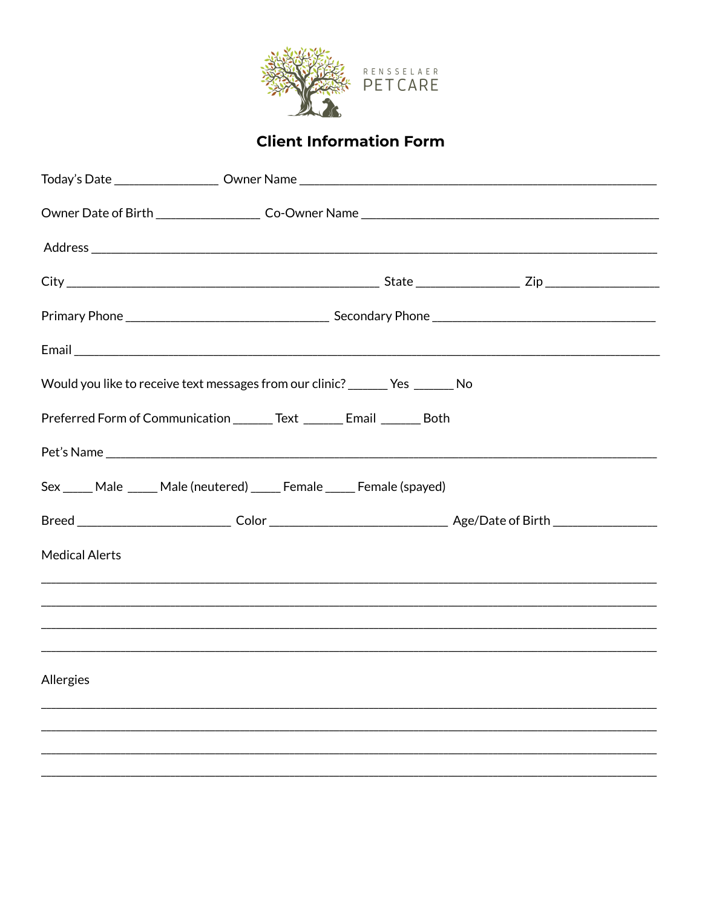RENSSELAER PET CARE

# Client Information Form

Today's Date ________________ Owner Name ________________________________________________________

Owner Date of Birth ________________ Co-Owner Name ______________________________________________

Address ________________________________________________________________________________________

City __________________________________________________ State ________________ Zip _________________

Primary Phone ________________________________ Secondary Phone ___________________________________

Email __________________________________________________________________________________________

Would you like to receive text messages from our clinic? ______ Yes ______ No

Preferred Form of Communication ______ Text ______ Email ______ Both

Pet's Name _____________________________________________________________________________________

Sex _____ Male _____ Male (neutered) _____ Female _____ Female (spayed)

Breed ________________________ Color ____________________________ Age/Date of Birth ________________

Medical Alerts

_______________________________________________________________________________________________

_______________________________________________________________________________________________

_______________________________________________________________________________________________

_______________________________________________________________________________________________

Allergies

_______________________________________________________________________________________________

_______________________________________________________________________________________________

_______________________________________________________________________________________________

_______________________________________________________________________________________________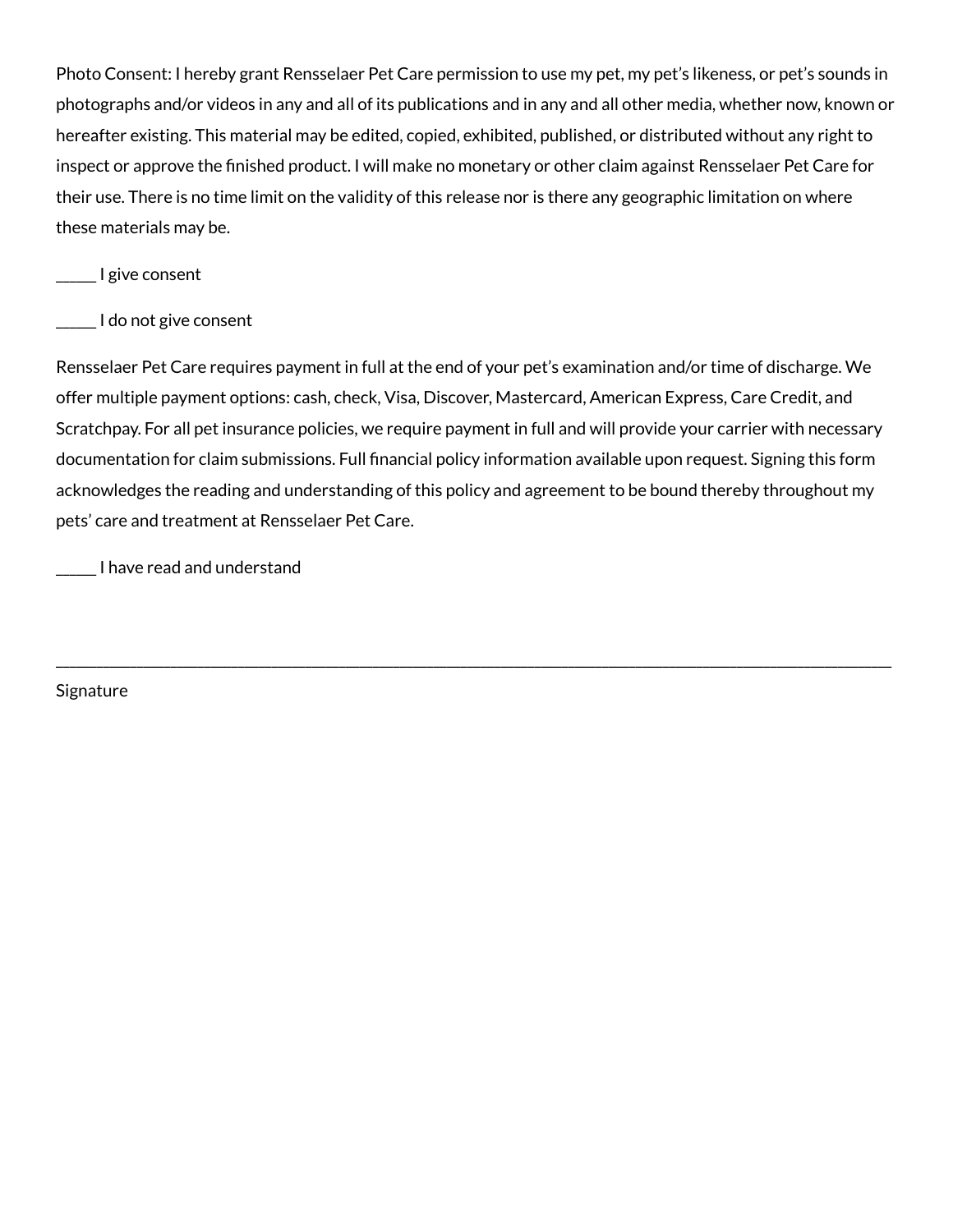Photo Consent: I hereby grant Rensselaer Pet Care permission to use my pet, my pet's likeness, or pet's sounds in photographs and/or videos in any and all of its publications and in any and all other media, whether now, known or hereafter existing. This material may be edited, copied, exhibited, published, or distributed without any right to inspect or approve the finished product. I will make no monetary or other claim against Rensselaer Pet Care for their use. There is no time limit on the validity of this release nor is there any geographic limitation on where these materials may be.

_____ I give consent

_____ I do not give consent

Rensselaer Pet Care requires payment in full at the end of your pet's examination and/or time of discharge. We offer multiple payment options: cash, check, Visa, Discover, Mastercard, American Express, Care Credit, and Scratchpay. For all pet insurance policies, we require payment in full and will provide your carrier with necessary documentation for claim submissions. Full financial policy information available upon request. Signing this form acknowledges the reading and understanding of this policy and agreement to be bound thereby throughout my pets' care and treatment at Rensselaer Pet Care.

_____ I have read and understand

______________________________________________________________________________

Signature